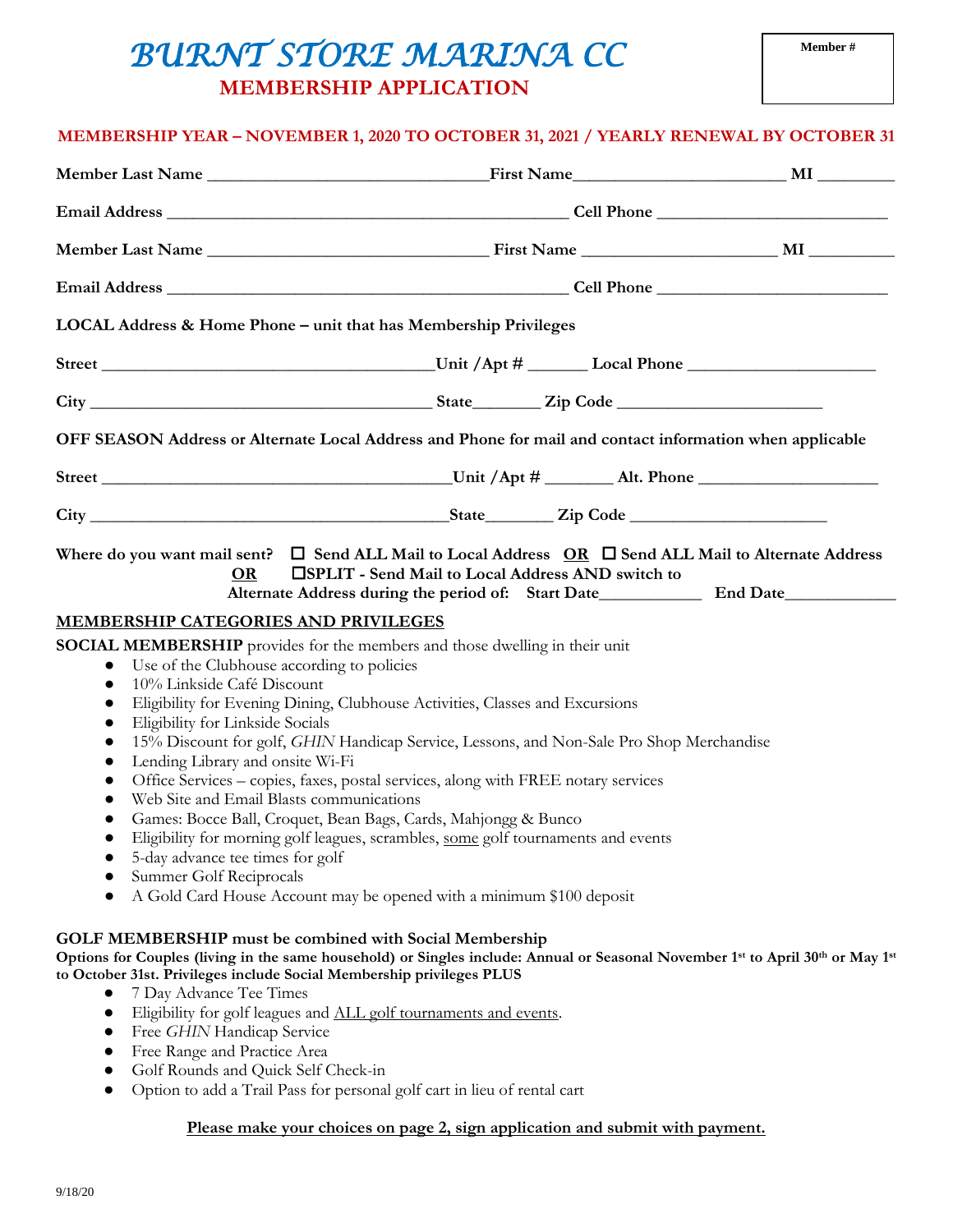# BURNT STORE MARINA CC

## MEMBERSHIP APPLICATION

**Member #**

**MEMBERSHIP YEAR – NOVEMBER 1, 2020 TO OCTOBER 31, 2021 / YEARLY RENEWAL BY OCTOBER 31**

**Member Last Name** ______________________________ **First Name** ______________________ **MI** ________

**Email Address** _____________________________________________ **Cell Phone** ________________________

**Member Last Name** ______________________________ **First Name** ______________________ **MI** ________

**Email Address** _____________________________________________ **Cell Phone** ________________________

**LOCAL Address & Home Phone – unit that has Membership Privileges**

**Street** ____________________________________ **Unit /Apt #** ______ **Local Phone** ____________________

**City** ______________________________________ **State** _______ **Zip Code** ______________________

**OFF SEASON Address or Alternate Local Address and Phone for mail and contact information when applicable**

**Street** ____________________________________ **Unit /Apt #** _______ **Alt. Phone** ___________________

**City** ______________________________________ **State** _______ **Zip Code** ______________________

**Where do you want mail sent?** ☐ **Send ALL Mail to Local Address** **OR** ☐ **Send ALL Mail to Alternate Address** **OR** ☐**SPLIT - Send Mail to Local Address AND switch to Alternate Address during the period of: Start Date**__________ **End Date**___________

## MEMBERSHIP CATEGORIES AND PRIVILEGES

**SOCIAL MEMBERSHIP** provides for the members and those dwelling in their unit

- Use of the Clubhouse according to policies
- 10% Linkside Café Discount
- Eligibility for Evening Dining, Clubhouse Activities, Classes and Excursions
- Eligibility for Linkside Socials
- 15% Discount for golf, *GHIN* Handicap Service, Lessons, and Non-Sale Pro Shop Merchandise
- Lending Library and onsite Wi-Fi
- Office Services – copies, faxes, postal services, along with FREE notary services
- Web Site and Email Blasts communications
- Games: Bocce Ball, Croquet, Bean Bags, Cards, Mahjongg & Bunco
- Eligibility for morning golf leagues, scrambles, some golf tournaments and events
- 5-day advance tee times for golf
- Summer Golf Reciprocals
- A Gold Card House Account may be opened with a minimum $100 deposit

**GOLF MEMBERSHIP must be combined with Social Membership**
**Options for Couples (living in the same household) or Singles include: Annual or Seasonal November 1st to April 30th or May 1st to October 31st. Privileges include Social Membership privileges PLUS**

- 7 Day Advance Tee Times
- Eligibility for golf leagues and ALL golf tournaments and events.
- Free *GHIN* Handicap Service
- Free Range and Practice Area
- Golf Rounds and Quick Self Check-in
- Option to add a Trail Pass for personal golf cart in lieu of rental cart

**Please make your choices on page 2, sign application and submit with payment.**

9/18/20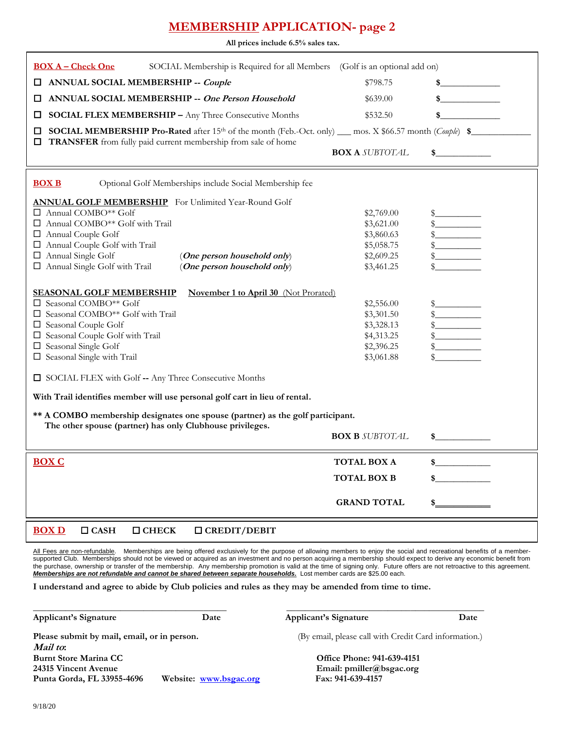# MEMBERSHIP APPLICATION- page 2

**All prices include 6.5% sales tax.**

**BOX A – Check One** SOCIAL Membership is Required for all Members (Golf is an optional add on)

| | | |
|---|---|---|
| ☐ **ANNUAL SOCIAL MEMBERSHIP --** ***Couple*** | $798.75 | $_____________ |
| ☐ **ANNUAL SOCIAL MEMBERSHIP --** ***One Person Household*** | $639.00 | $_____________ |
| ☐ **SOCIAL FLEX MEMBERSHIP –** Any Three Consecutive Months | $532.50 | $_____________ |

☐ **SOCIAL MEMBERSHIP Pro-Rated** after 15th of the month (Feb.-Oct. only) ___ mos. X $66.57 month (*Couple*) $_____________

☐ **TRANSFER** from fully paid current membership from sale of home

**BOX A** *SUBTOTAL* $____________

**BOX B** Optional Golf Memberships include Social Membership fee

**ANNUAL GOLF MEMBERSHIP** For Unlimited Year-Round Golf

| | | | |
|---|---|---|---|
| ☐ Annual COMBO** Golf | | $2,769.00 | $__________ |
| ☐ Annual COMBO** Golf with Trail | | $3,621.00 | $__________ |
| ☐ Annual Couple Golf | | $3,860.63 | $__________ |
| ☐ Annual Couple Golf with Trail | | $5,058.75 | $__________ |
| ☐ Annual Single Golf | (***One person household only***) | $2,609.25 | $__________ |
| ☐ Annual Single Golf with Trail | (***One person household only***) | $3,461.25 | $__________ |

**SEASONAL GOLF MEMBERSHIP** **November 1 to April 30** (Not Prorated)

| | | |
|---|---|---|
| ☐ Seasonal COMBO** Golf | $2,556.00 | $__________ |
| ☐ Seasonal COMBO** Golf with Trail | $3,301.50 | $__________ |
| ☐ Seasonal Couple Golf | $3,328.13 | $__________ |
| ☐ Seasonal Couple Golf with Trail | $4,313.25 | $__________ |
| ☐ Seasonal Single Golf | $2,396.25 | $__________ |
| ☐ Seasonal Single with Trail | $3,061.88 | $__________ |

☐ SOCIAL FLEX with Golf -- Any Three Consecutive Months

**With Trail identifies member will use personal golf cart in lieu of rental.**

**** A COMBO membership designates one spouse (partner) as the golf participant.**
**The other spouse (partner) has only Clubhouse privileges.**

**BOX B** *SUBTOTAL* $____________

**BOX C**

| | |
|---|---|
| **TOTAL BOX A** | $____________ |
| **TOTAL BOX B** | $____________ |
| **GRAND TOTAL** | $____________ |

**BOX D** ☐ **CASH** ☐ **CHECK** ☐ **CREDIT/DEBIT**

All Fees are non-refundable. Memberships are being offered exclusively for the purpose of allowing members to enjoy the social and recreational benefits of a member-supported Club. Memberships should not be viewed or acquired as an investment and no person acquiring a membership should expect to derive any economic benefit from the purchase, ownership or transfer of the membership. Any membership promotion is valid at the time of signing only. Future offers are not retroactive to this agreement. ***Memberships are not refundable and cannot be shared between separate households.*** Lost member cards are $25.00 each.

**I understand and agree to abide by Club policies and rules as they may be amended from time to time.**

_________________________________________ _________________________________________

**Applicant's Signature** **Date** **Applicant's Signature** **Date**

**Please submit by mail, email, or in person.** (By email, please call with Credit Card information.)

***Mail to*:**
**Burnt Store Marina CC**
**24315 Vincent Avenue**
**Punta Gorda, FL 33955-4696** **Website: www.bsgac.org**

**Office Phone: 941-639-4151**
**Email: pmiller@bsgac.org**
**Fax: 941-639-4157**

9/18/20